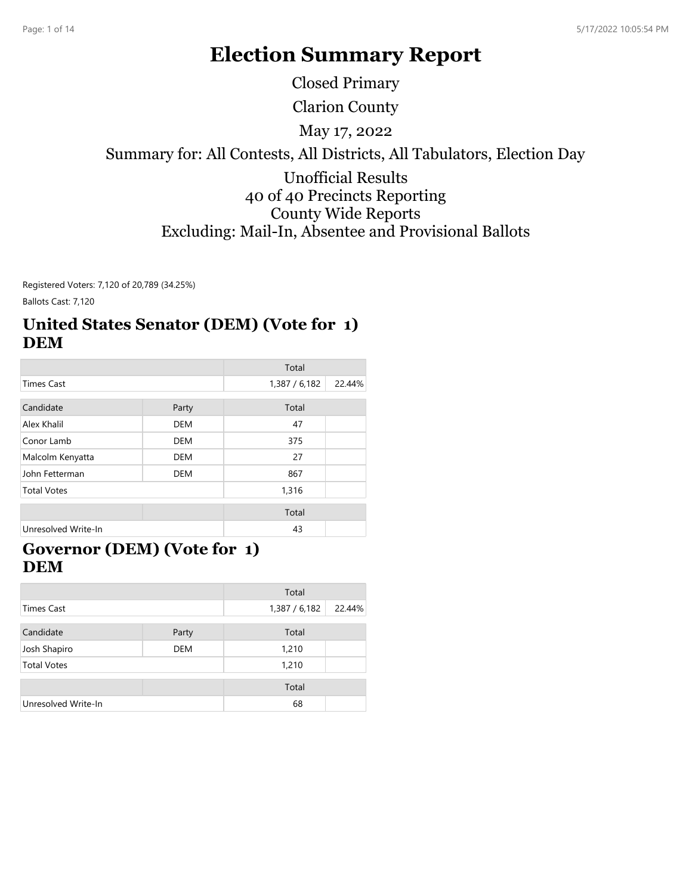# Election Summary Report

Closed Primary

Clarion County

May 17, 2022

Summary for: All Contests, All Districts, All Tabulators, Election Day

Unofficial Results
40 of 40 Precincts Reporting
County Wide Reports
Excluding: Mail-In, Absentee and Provisional Ballots

Registered Voters: 7,120 of 20,789 (34.25%)

Ballots Cast: 7,120

## United States Senator (DEM) (Vote for 1) DEM

| | | Total | |
|---|---|---|---|
| Times Cast | | 1,387 / 6,182 | 22.44% |

| Candidate | Party | Total | |
|---|---|---|---|
| Alex Khalil | DEM | 47 | |
| Conor Lamb | DEM | 375 | |
| Malcolm Kenyatta | DEM | 27 | |
| John Fetterman | DEM | 867 | |
| Total Votes | | 1,316 | |

| | | Total | |
|---|---|---|---|
| Unresolved Write-In | | 43 | |

## Governor (DEM) (Vote for 1) DEM

| | | Total | |
|---|---|---|---|
| Times Cast | | 1,387 / 6,182 | 22.44% |

| Candidate | Party | Total | |
|---|---|---|---|
| Josh Shapiro | DEM | 1,210 | |
| Total Votes | | 1,210 | |

| | | Total | |
|---|---|---|---|
| Unresolved Write-In | | 68 | |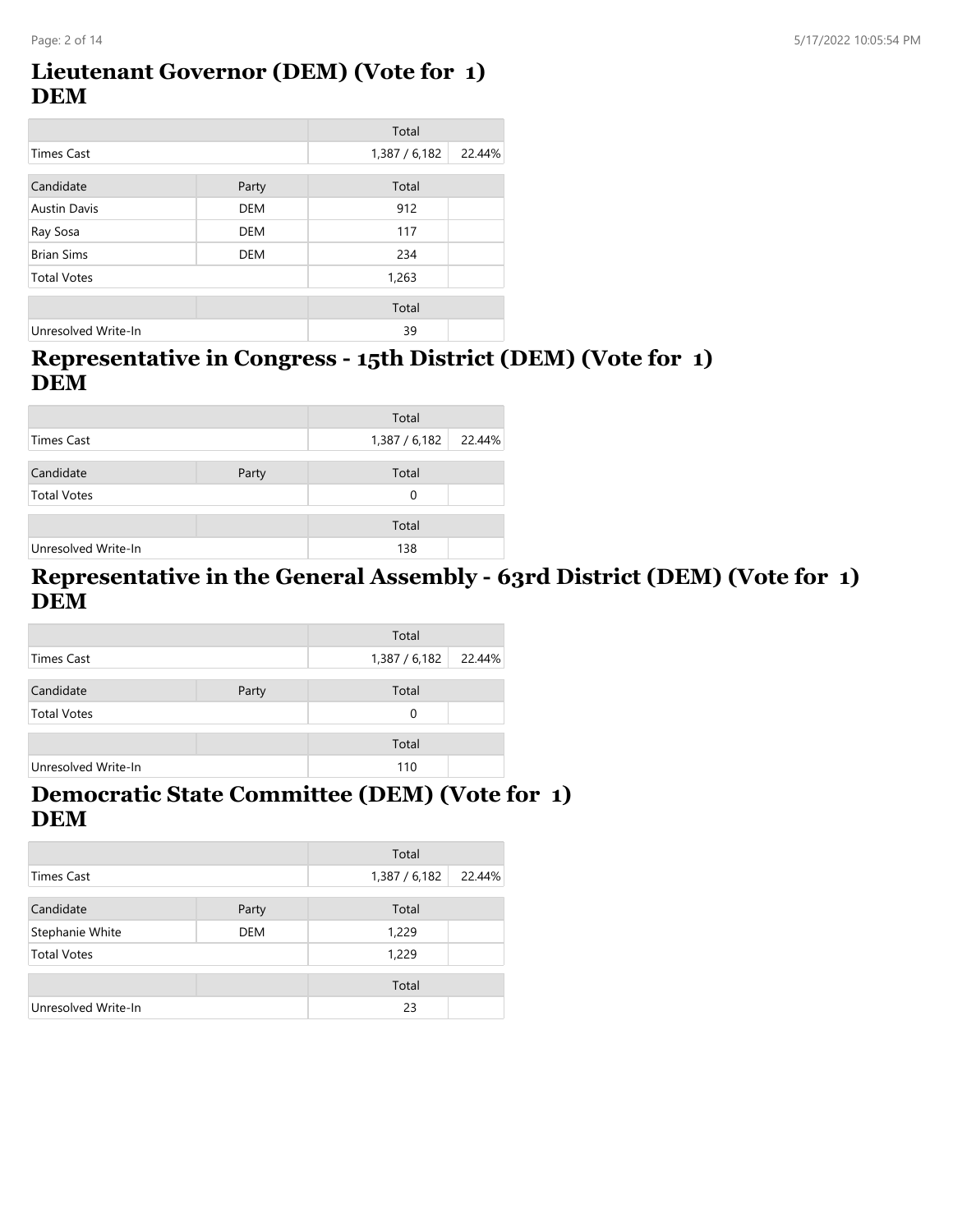## Lieutenant Governor (DEM) (Vote for 1)
## DEM

| | | Total | |
|---|---|---|---|
| Times Cast | | 1,387 / 6,182 | 22.44% |
| **Candidate** | **Party** | **Total** | |
| Austin Davis | DEM | 912 | |
| Ray Sosa | DEM | 117 | |
| Brian Sims | DEM | 234 | |
| Total Votes | | 1,263 | |
| | | **Total** | |
| Unresolved Write-In | | 39 | |

## Representative in Congress - 15th District (DEM) (Vote for 1)
## DEM

| | | Total | |
|---|---|---|---|
| Times Cast | | 1,387 / 6,182 | 22.44% |
| **Candidate** | **Party** | **Total** | |
| Total Votes | | 0 | |
| | | **Total** | |
| Unresolved Write-In | | 138 | |

## Representative in the General Assembly - 63rd District (DEM) (Vote for 1)
## DEM

| | | Total | |
|---|---|---|---|
| Times Cast | | 1,387 / 6,182 | 22.44% |
| **Candidate** | **Party** | **Total** | |
| Total Votes | | 0 | |
| | | **Total** | |
| Unresolved Write-In | | 110 | |

## Democratic State Committee (DEM) (Vote for 1)
## DEM

| | | Total | |
|---|---|---|---|
| Times Cast | | 1,387 / 6,182 | 22.44% |
| **Candidate** | **Party** | **Total** | |
| Stephanie White | DEM | 1,229 | |
| Total Votes | | 1,229 | |
| | | **Total** | |
| Unresolved Write-In | | 23 | |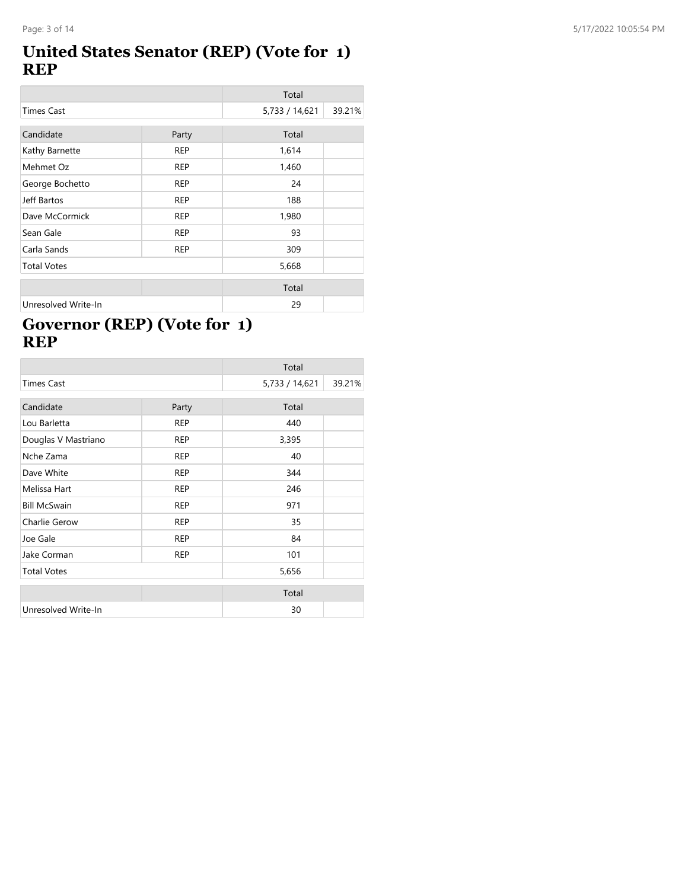# United States Senator (REP) (Vote for 1) REP

| | | Total | |
|---|---|---|---|
| Times Cast | | 5,733 / 14,621 | 39.21% |

| Candidate | Party | Total | |
|---|---|---|---|
| Kathy Barnette | REP | 1,614 | |
| Mehmet Oz | REP | 1,460 | |
| George Bochetto | REP | 24 | |
| Jeff Bartos | REP | 188 | |
| Dave McCormick | REP | 1,980 | |
| Sean Gale | REP | 93 | |
| Carla Sands | REP | 309 | |
| Total Votes | | 5,668 | |

| | | Total | |
|---|---|---|---|
| Unresolved Write-In | | 29 | |

# Governor (REP) (Vote for 1) REP

| | | Total | |
|---|---|---|---|
| Times Cast | | 5,733 / 14,621 | 39.21% |

| Candidate | Party | Total | |
|---|---|---|---|
| Lou Barletta | REP | 440 | |
| Douglas V Mastriano | REP | 3,395 | |
| Nche Zama | REP | 40 | |
| Dave White | REP | 344 | |
| Melissa Hart | REP | 246 | |
| Bill McSwain | REP | 971 | |
| Charlie Gerow | REP | 35 | |
| Joe Gale | REP | 84 | |
| Jake Corman | REP | 101 | |
| Total Votes | | 5,656 | |

| | | Total | |
|---|---|---|---|
| Unresolved Write-In | | 30 | |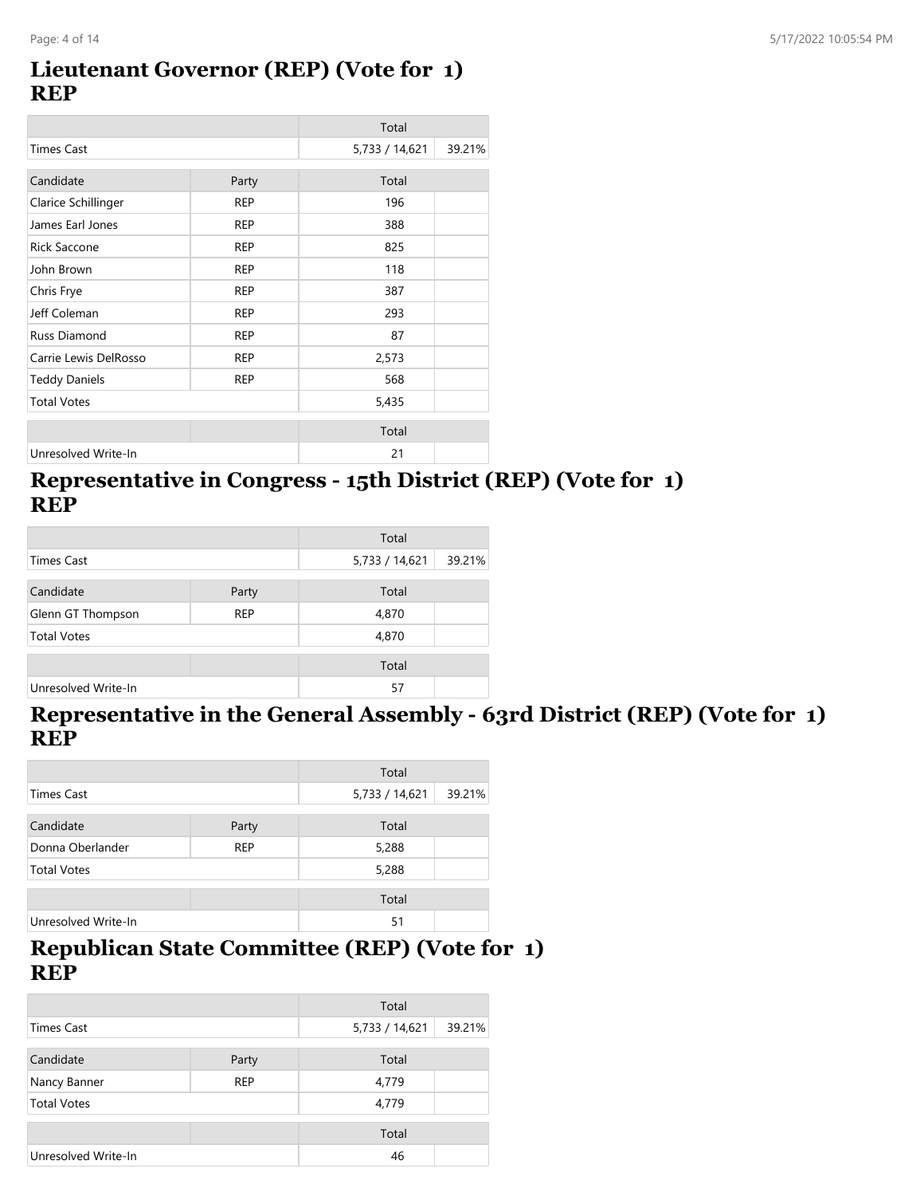## Lieutenant Governor (REP) (Vote for 1)
## REP

| | | Total | |
|---|---|---|---|
| Times Cast | | 5,733 / 14,621 | 39.21% |

| Candidate | Party | Total | |
|---|---|---|---|
| Clarice Schillinger | REP | 196 | |
| James Earl Jones | REP | 388 | |
| Rick Saccone | REP | 825 | |
| John Brown | REP | 118 | |
| Chris Frye | REP | 387 | |
| Jeff Coleman | REP | 293 | |
| Russ Diamond | REP | 87 | |
| Carrie Lewis DelRosso | REP | 2,573 | |
| Teddy Daniels | REP | 568 | |
| Total Votes | | 5,435 | |

| | | Total | |
|---|---|---|---|
| Unresolved Write-In | | 21 | |

## Representative in Congress - 15th District (REP) (Vote for 1)
## REP

| | | Total | |
|---|---|---|---|
| Times Cast | | 5,733 / 14,621 | 39.21% |

| Candidate | Party | Total | |
|---|---|---|---|
| Glenn GT Thompson | REP | 4,870 | |
| Total Votes | | 4,870 | |

| | | Total | |
|---|---|---|---|
| Unresolved Write-In | | 57 | |

## Representative in the General Assembly - 63rd District (REP) (Vote for 1)
## REP

| | | Total | |
|---|---|---|---|
| Times Cast | | 5,733 / 14,621 | 39.21% |

| Candidate | Party | Total | |
|---|---|---|---|
| Donna Oberlander | REP | 5,288 | |
| Total Votes | | 5,288 | |

| | | Total | |
|---|---|---|---|
| Unresolved Write-In | | 51 | |

## Republican State Committee (REP) (Vote for 1)
## REP

| | | Total | |
|---|---|---|---|
| Times Cast | | 5,733 / 14,621 | 39.21% |

| Candidate | Party | Total | |
|---|---|---|---|
| Nancy Banner | REP | 4,779 | |
| Total Votes | | 4,779 | |

| | | Total | |
|---|---|---|---|
| Unresolved Write-In | | 46 | |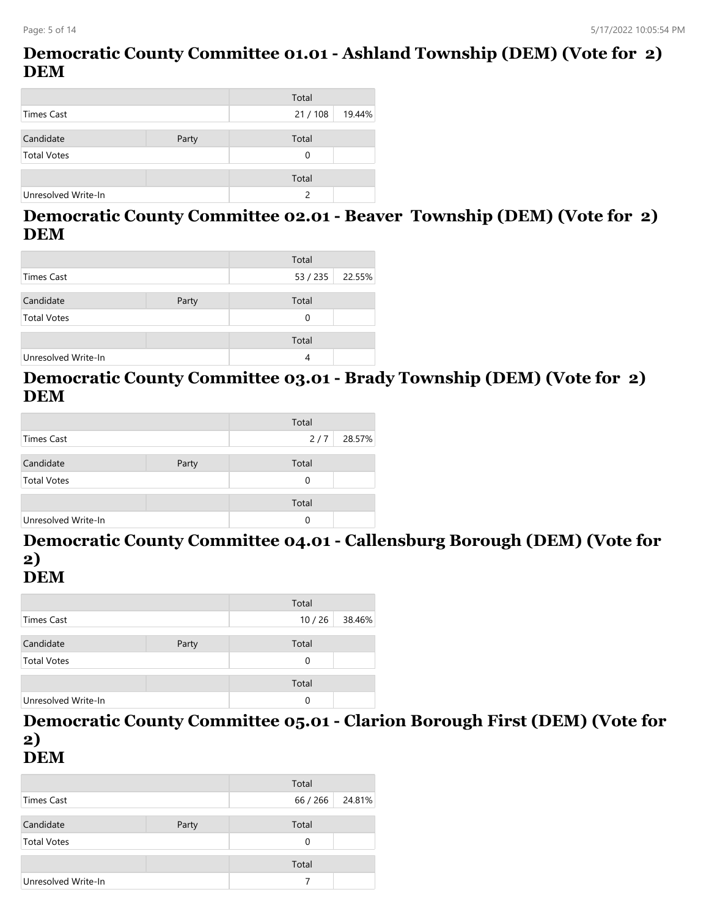## Democratic County Committee 01.01 - Ashland Township (DEM) (Vote for 2) DEM

| | | Total | |
|---|---|---|---|
| Times Cast | | 21 / 108 | 19.44% |

| Candidate | Party | Total | |
|---|---|---|---|
| Total Votes | | 0 | |

| | | Total | |
|---|---|---|---|
| Unresolved Write-In | | 2 | |

## Democratic County Committee 02.01 - Beaver Township (DEM) (Vote for 2) DEM

| | | Total | |
|---|---|---|---|
| Times Cast | | 53 / 235 | 22.55% |

| Candidate | Party | Total | |
|---|---|---|---|
| Total Votes | | 0 | |

| | | Total | |
|---|---|---|---|
| Unresolved Write-In | | 4 | |

## Democratic County Committee 03.01 - Brady Township (DEM) (Vote for 2) DEM

| | | Total | |
|---|---|---|---|
| Times Cast | | 2 / 7 | 28.57% |

| Candidate | Party | Total | |
|---|---|---|---|
| Total Votes | | 0 | |

| | | Total | |
|---|---|---|---|
| Unresolved Write-In | | 0 | |

## Democratic County Committee 04.01 - Callensburg Borough (DEM) (Vote for 2) DEM

| | | Total | |
|---|---|---|---|
| Times Cast | | 10 / 26 | 38.46% |

| Candidate | Party | Total | |
|---|---|---|---|
| Total Votes | | 0 | |

| | | Total | |
|---|---|---|---|
| Unresolved Write-In | | 0 | |

## Democratic County Committee 05.01 - Clarion Borough First (DEM) (Vote for 2) DEM

| | | Total | |
|---|---|---|---|
| Times Cast | | 66 / 266 | 24.81% |

| Candidate | Party | Total | |
|---|---|---|---|
| Total Votes | | 0 | |

| | | Total | |
|---|---|---|---|
| Unresolved Write-In | | 7 | |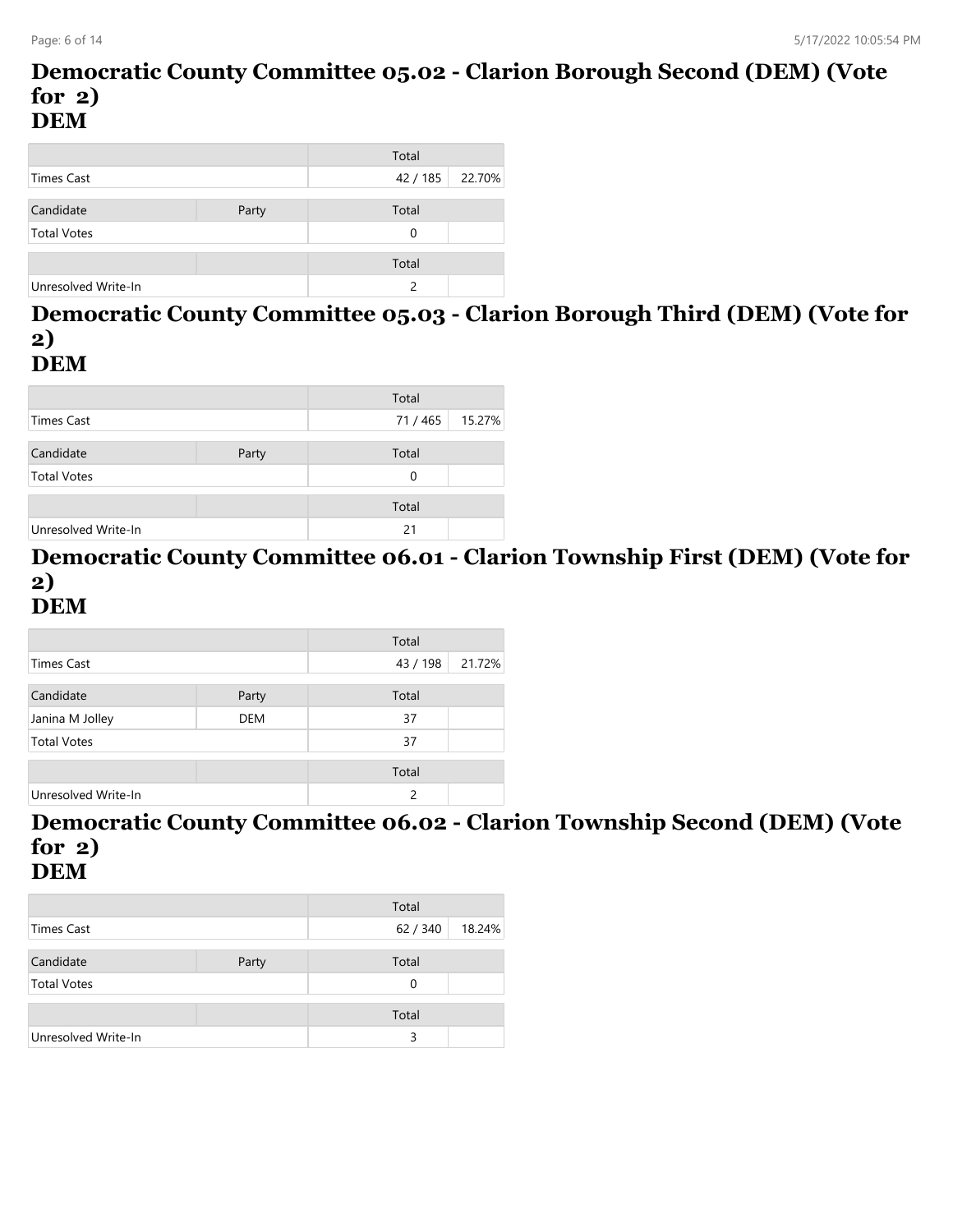## Democratic County Committee 05.02 - Clarion Borough Second (DEM) (Vote for 2)
## DEM

| | | Total | |
|---|---|---|---|
| Times Cast | | 42 / 185 | 22.70% |
| Candidate | Party | Total | |
| Total Votes | | 0 | |
| | | Total | |
| Unresolved Write-In | | 2 | |

## Democratic County Committee 05.03 - Clarion Borough Third (DEM) (Vote for 2)
## DEM

| | | Total | |
|---|---|---|---|
| Times Cast | | 71 / 465 | 15.27% |
| Candidate | Party | Total | |
| Total Votes | | 0 | |
| | | Total | |
| Unresolved Write-In | | 21 | |

## Democratic County Committee 06.01 - Clarion Township First (DEM) (Vote for 2)
## DEM

| | | Total | |
|---|---|---|---|
| Times Cast | | 43 / 198 | 21.72% |
| Candidate | Party | Total | |
| Janina M Jolley | DEM | 37 | |
| Total Votes | | 37 | |
| | | Total | |
| Unresolved Write-In | | 2 | |

## Democratic County Committee 06.02 - Clarion Township Second (DEM) (Vote for 2)
## DEM

| | | Total | |
|---|---|---|---|
| Times Cast | | 62 / 340 | 18.24% |
| Candidate | Party | Total | |
| Total Votes | | 0 | |
| | | Total | |
| Unresolved Write-In | | 3 | |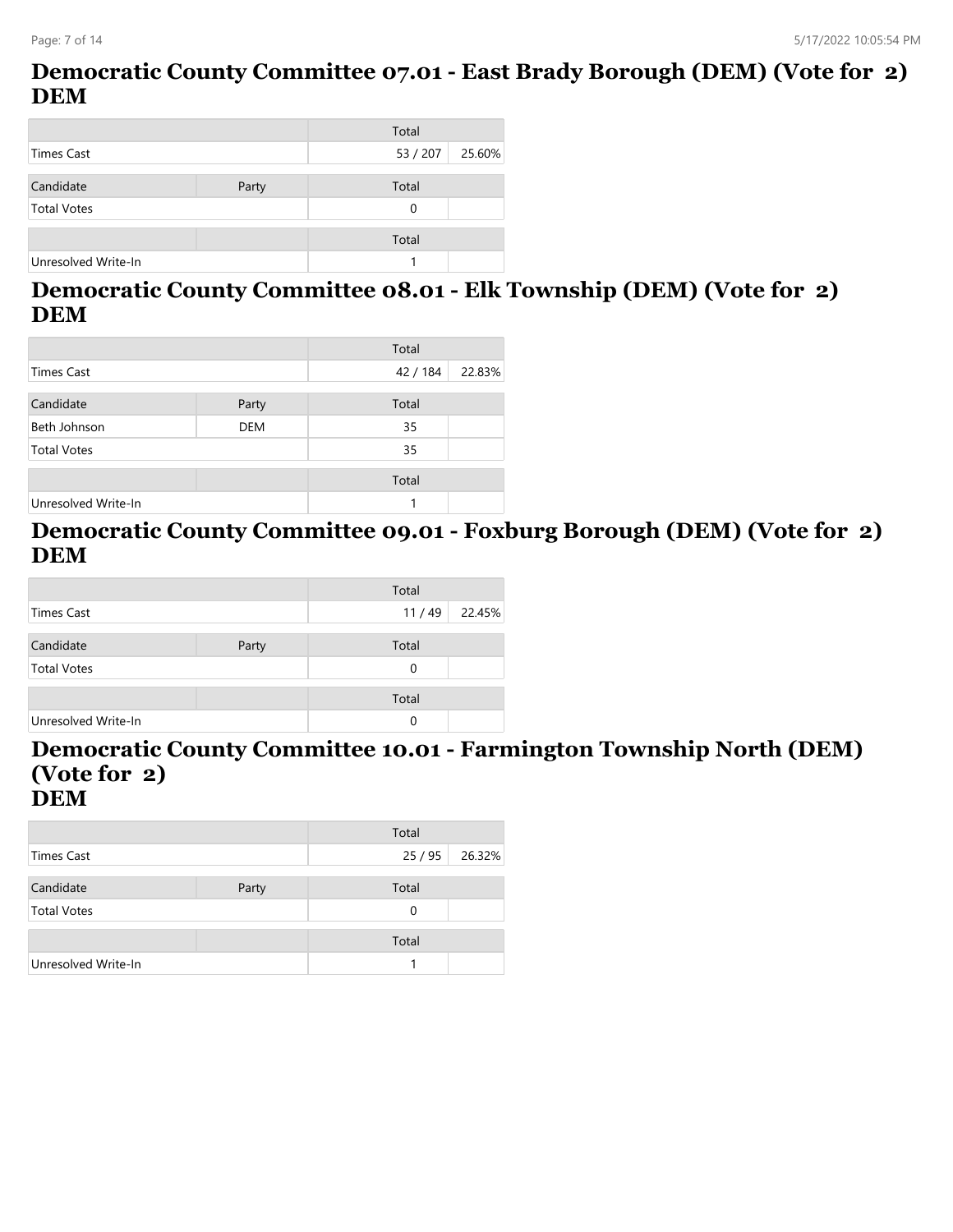## Democratic County Committee 07.01 - East Brady Borough (DEM) (Vote for 2) DEM

| | | Total | |
|---|---|---|---|
| Times Cast | | 53 / 207 | 25.60% |

| Candidate | Party | Total | |
|---|---|---|---|
| Total Votes | | 0 | |

| | | Total | |
|---|---|---|---|
| Unresolved Write-In | | 1 | |

## Democratic County Committee 08.01 - Elk Township (DEM) (Vote for 2) DEM

| | | Total | |
|---|---|---|---|
| Times Cast | | 42 / 184 | 22.83% |

| Candidate | Party | Total | |
|---|---|---|---|
| Beth Johnson | DEM | 35 | |
| Total Votes | | 35 | |

| | | Total | |
|---|---|---|---|
| Unresolved Write-In | | 1 | |

## Democratic County Committee 09.01 - Foxburg Borough (DEM) (Vote for 2) DEM

| | | Total | |
|---|---|---|---|
| Times Cast | | 11 / 49 | 22.45% |

| Candidate | Party | Total | |
|---|---|---|---|
| Total Votes | | 0 | |

| | | Total | |
|---|---|---|---|
| Unresolved Write-In | | 0 | |

## Democratic County Committee 10.01 - Farmington Township North (DEM) (Vote for 2) DEM

| | | Total | |
|---|---|---|---|
| Times Cast | | 25 / 95 | 26.32% |

| Candidate | Party | Total | |
|---|---|---|---|
| Total Votes | | 0 | |

| | | Total | |
|---|---|---|---|
| Unresolved Write-In | | 1 | |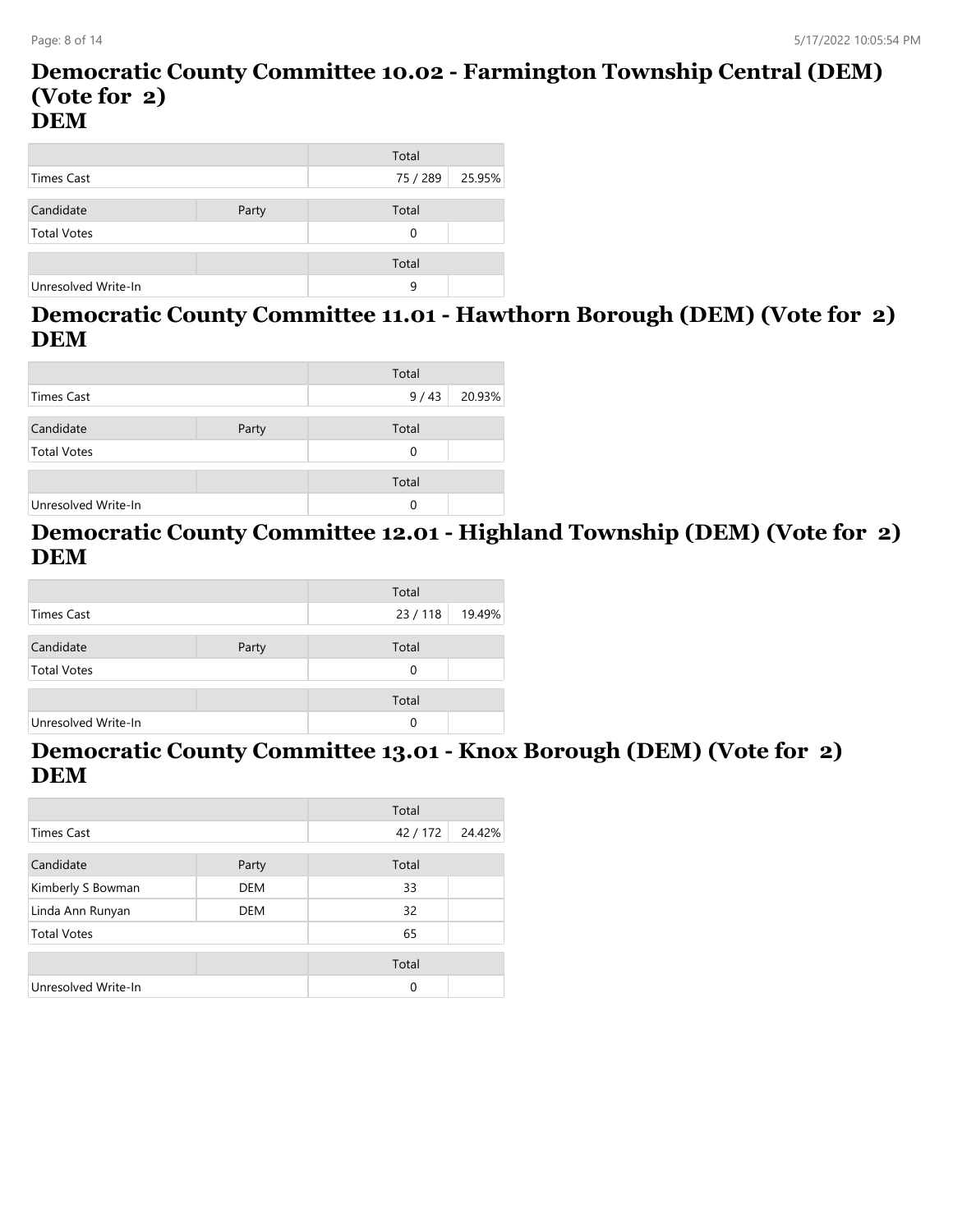## Democratic County Committee 10.02 - Farmington Township Central (DEM) (Vote for 2)
## DEM

| | | Total | |
|---|---|---|---|
| Times Cast | | 75 / 289 | 25.95% |

| Candidate | Party | Total | |
|---|---|---|---|
| Total Votes | | 0 | |

| | | Total | |
|---|---|---|---|
| Unresolved Write-In | | 9 | |

## Democratic County Committee 11.01 - Hawthorn Borough (DEM) (Vote for 2)
## DEM

| | | Total | |
|---|---|---|---|
| Times Cast | | 9 / 43 | 20.93% |

| Candidate | Party | Total | |
|---|---|---|---|
| Total Votes | | 0 | |

| | | Total | |
|---|---|---|---|
| Unresolved Write-In | | 0 | |

## Democratic County Committee 12.01 - Highland Township (DEM) (Vote for 2)
## DEM

| | | Total | |
|---|---|---|---|
| Times Cast | | 23 / 118 | 19.49% |

| Candidate | Party | Total | |
|---|---|---|---|
| Total Votes | | 0 | |

| | | Total | |
|---|---|---|---|
| Unresolved Write-In | | 0 | |

## Democratic County Committee 13.01 - Knox Borough (DEM) (Vote for 2)
## DEM

| | | Total | |
|---|---|---|---|
| Times Cast | | 42 / 172 | 24.42% |

| Candidate | Party | Total | |
|---|---|---|---|
| Kimberly S Bowman | DEM | 33 | |
| Linda Ann Runyan | DEM | 32 | |
| Total Votes | | 65 | |

| | | Total | |
|---|---|---|---|
| Unresolved Write-In | | 0 | |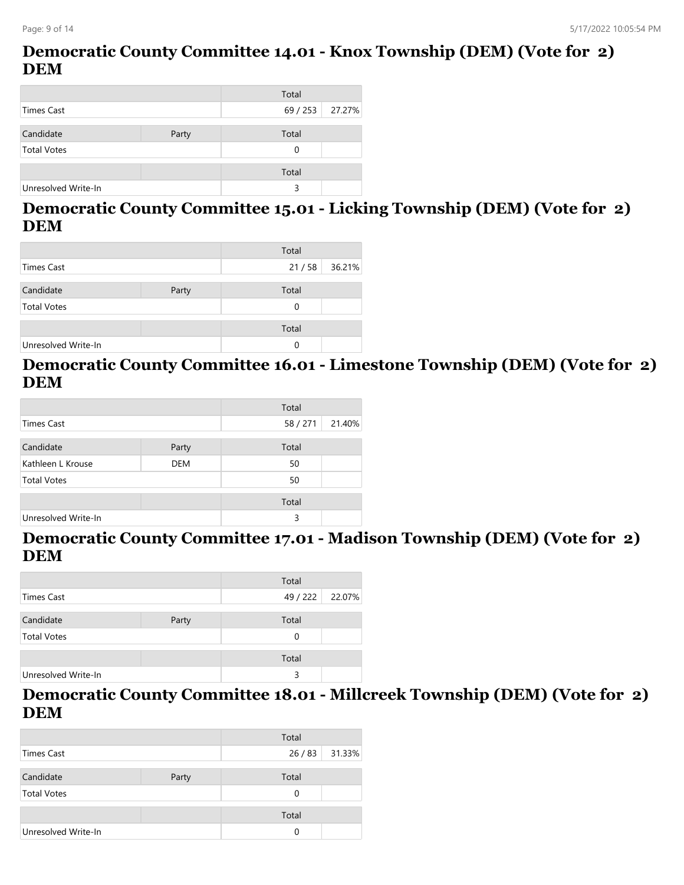## Democratic County Committee 14.01 - Knox Township (DEM) (Vote for 2) DEM

| | | Total | |
|---|---|---|---|
| Times Cast | | 69 / 253 | 27.27% |

| Candidate | Party | Total | |
|---|---|---|---|
| Total Votes | | 0 | |

| | | Total | |
|---|---|---|---|
| Unresolved Write-In | | 3 | |

## Democratic County Committee 15.01 - Licking Township (DEM) (Vote for 2) DEM

| | | Total | |
|---|---|---|---|
| Times Cast | | 21 / 58 | 36.21% |

| Candidate | Party | Total | |
|---|---|---|---|
| Total Votes | | 0 | |

| | | Total | |
|---|---|---|---|
| Unresolved Write-In | | 0 | |

## Democratic County Committee 16.01 - Limestone Township (DEM) (Vote for 2) DEM

| | | Total | |
|---|---|---|---|
| Times Cast | | 58 / 271 | 21.40% |

| Candidate | Party | Total | |
|---|---|---|---|
| Kathleen L Krouse | DEM | 50 | |
| Total Votes | | 50 | |

| | | Total | |
|---|---|---|---|
| Unresolved Write-In | | 3 | |

## Democratic County Committee 17.01 - Madison Township (DEM) (Vote for 2) DEM

| | | Total | |
|---|---|---|---|
| Times Cast | | 49 / 222 | 22.07% |

| Candidate | Party | Total | |
|---|---|---|---|
| Total Votes | | 0 | |

| | | Total | |
|---|---|---|---|
| Unresolved Write-In | | 3 | |

## Democratic County Committee 18.01 - Millcreek Township (DEM) (Vote for 2) DEM

| | | Total | |
|---|---|---|---|
| Times Cast | | 26 / 83 | 31.33% |

| Candidate | Party | Total | |
|---|---|---|---|
| Total Votes | | 0 | |

| | | Total | |
|---|---|---|---|
| Unresolved Write-In | | 0 | |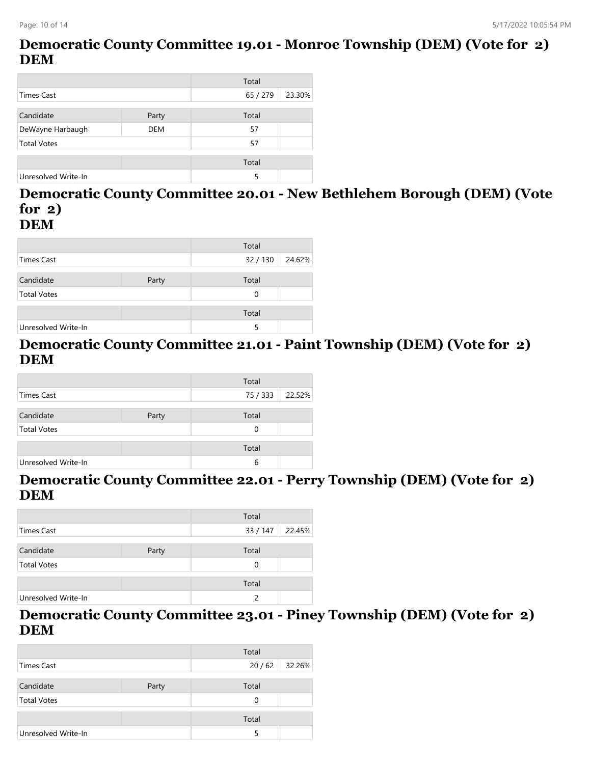## Democratic County Committee 19.01 - Monroe Township (DEM) (Vote for 2) DEM

| | | Total | |
|---|---|---|---|
| Times Cast | | 65 / 279 | 23.30% |

| Candidate | Party | Total | |
|---|---|---|---|
| DeWayne Harbaugh | DEM | 57 | |
| Total Votes | | 57 | |

| | | Total | |
|---|---|---|---|
| Unresolved Write-In | | 5 | |

## Democratic County Committee 20.01 - New Bethlehem Borough (DEM) (Vote for 2) DEM

| | | Total | |
|---|---|---|---|
| Times Cast | | 32 / 130 | 24.62% |

| Candidate | Party | Total | |
|---|---|---|---|
| Total Votes | | 0 | |

| | | Total | |
|---|---|---|---|
| Unresolved Write-In | | 5 | |

## Democratic County Committee 21.01 - Paint Township (DEM) (Vote for 2) DEM

| | | Total | |
|---|---|---|---|
| Times Cast | | 75 / 333 | 22.52% |

| Candidate | Party | Total | |
|---|---|---|---|
| Total Votes | | 0 | |

| | | Total | |
|---|---|---|---|
| Unresolved Write-In | | 6 | |

## Democratic County Committee 22.01 - Perry Township (DEM) (Vote for 2) DEM

| | | Total | |
|---|---|---|---|
| Times Cast | | 33 / 147 | 22.45% |

| Candidate | Party | Total | |
|---|---|---|---|
| Total Votes | | 0 | |

| | | Total | |
|---|---|---|---|
| Unresolved Write-In | | 2 | |

## Democratic County Committee 23.01 - Piney Township (DEM) (Vote for 2) DEM

| | | Total | |
|---|---|---|---|
| Times Cast | | 20 / 62 | 32.26% |

| Candidate | Party | Total | |
|---|---|---|---|
| Total Votes | | 0 | |

| | | Total | |
|---|---|---|---|
| Unresolved Write-In | | 5 | |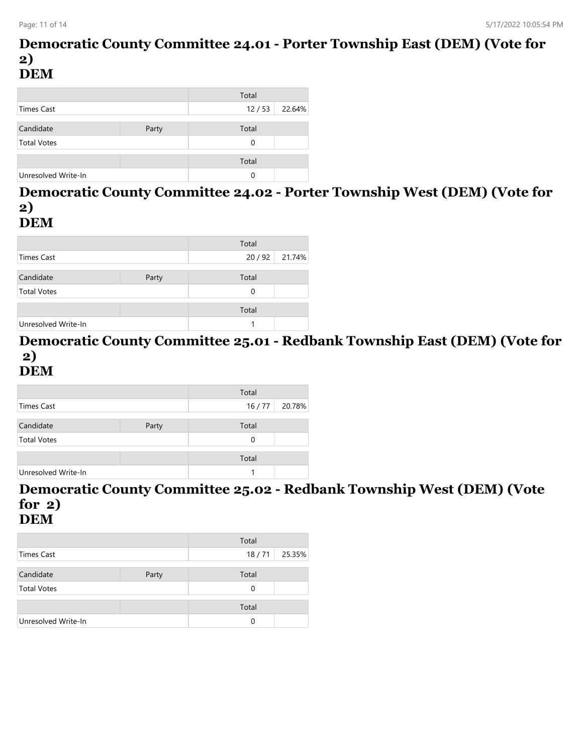## Democratic County Committee 24.01 - Porter Township East (DEM) (Vote for 2)
## DEM

| | | Total | |
|---|---|---|---|
| Times Cast | | 12 / 53 | 22.64% |

| Candidate | Party | Total | |
|---|---|---|---|
| Total Votes | | 0 | |

| | | Total | |
|---|---|---|---|
| Unresolved Write-In | | 0 | |

## Democratic County Committee 24.02 - Porter Township West (DEM) (Vote for 2)
## DEM

| | | Total | |
|---|---|---|---|
| Times Cast | | 20 / 92 | 21.74% |

| Candidate | Party | Total | |
|---|---|---|---|
| Total Votes | | 0 | |

| | | Total | |
|---|---|---|---|
| Unresolved Write-In | | 1 | |

## Democratic County Committee 25.01 - Redbank Township East (DEM) (Vote for 2)
## DEM

| | | Total | |
|---|---|---|---|
| Times Cast | | 16 / 77 | 20.78% |

| Candidate | Party | Total | |
|---|---|---|---|
| Total Votes | | 0 | |

| | | Total | |
|---|---|---|---|
| Unresolved Write-In | | 1 | |

## Democratic County Committee 25.02 - Redbank Township West (DEM) (Vote for 2)
## DEM

| | | Total | |
|---|---|---|---|
| Times Cast | | 18 / 71 | 25.35% |

| Candidate | Party | Total | |
|---|---|---|---|
| Total Votes | | 0 | |

| | | Total | |
|---|---|---|---|
| Unresolved Write-In | | 0 | |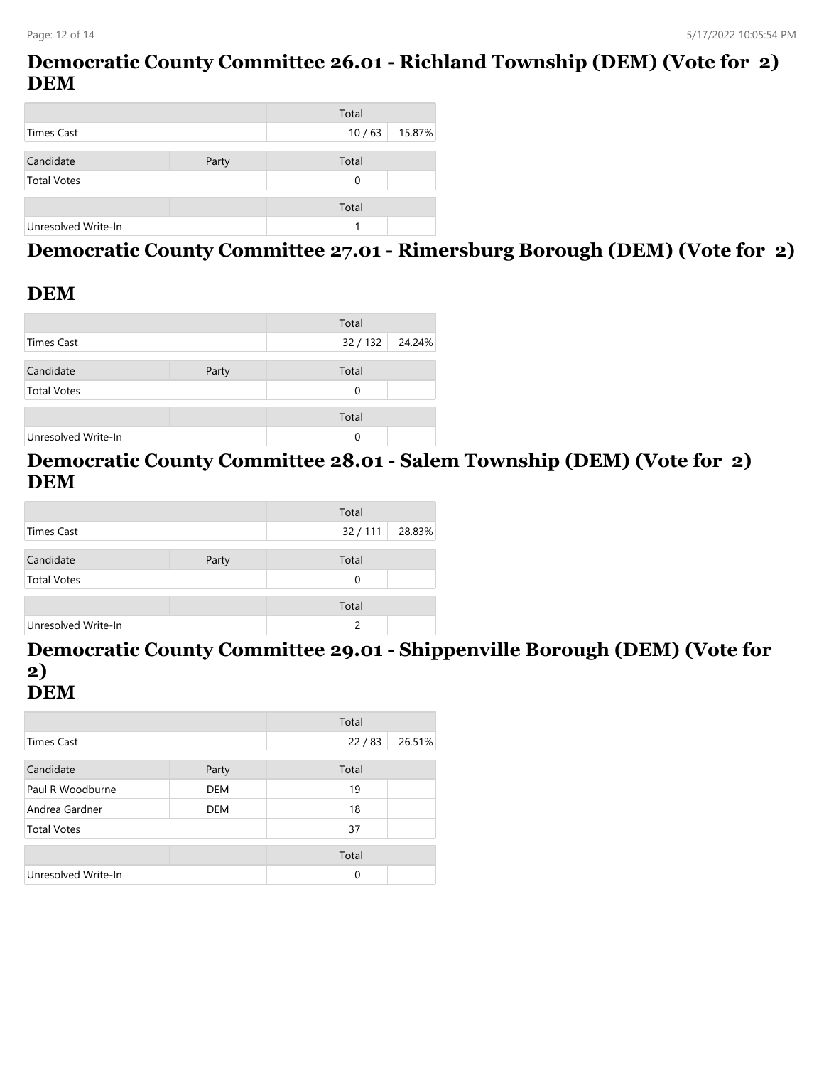## Democratic County Committee 26.01 - Richland Township (DEM) (Vote for 2) DEM

| | | Total | |
|---|---|---|---|
| Times Cast | | 10 / 63 | 15.87% |

| Candidate | Party | Total | |
|---|---|---|---|
| Total Votes | | 0 | |

| | | Total | |
|---|---|---|---|
| Unresolved Write-In | | 1 | |

## Democratic County Committee 27.01 - Rimersburg Borough (DEM) (Vote for 2)

## DEM

| | | Total | |
|---|---|---|---|
| Times Cast | | 32 / 132 | 24.24% |

| Candidate | Party | Total | |
|---|---|---|---|
| Total Votes | | 0 | |

| | | Total | |
|---|---|---|---|
| Unresolved Write-In | | 0 | |

## Democratic County Committee 28.01 - Salem Township (DEM) (Vote for 2) DEM

| | | Total | |
|---|---|---|---|
| Times Cast | | 32 / 111 | 28.83% |

| Candidate | Party | Total | |
|---|---|---|---|
| Total Votes | | 0 | |

| | | Total | |
|---|---|---|---|
| Unresolved Write-In | | 2 | |

## Democratic County Committee 29.01 - Shippenville Borough (DEM) (Vote for 2) DEM

| | | Total | |
|---|---|---|---|
| Times Cast | | 22 / 83 | 26.51% |

| Candidate | Party | Total | |
|---|---|---|---|
| Paul R Woodburne | DEM | 19 | |
| Andrea Gardner | DEM | 18 | |
| Total Votes | | 37 | |

| | | Total | |
|---|---|---|---|
| Unresolved Write-In | | 0 | |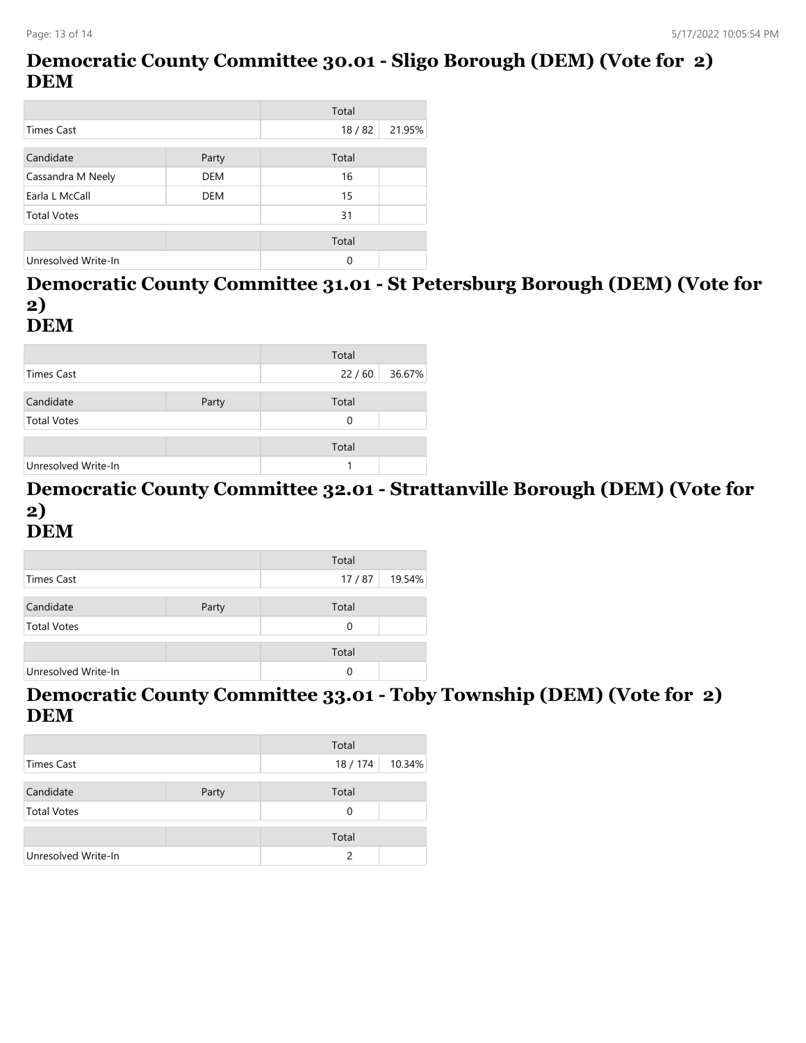## Democratic County Committee 30.01 - Sligo Borough (DEM) (Vote for 2) DEM

| | | Total | |
|---|---|---|---|
| Times Cast | | 18 / 82 | 21.95% |

| Candidate | Party | Total | |
|---|---|---|---|
| Cassandra M Neely | DEM | 16 | |
| Earla L McCall | DEM | 15 | |
| Total Votes | | 31 | |

| | | Total | |
|---|---|---|---|
| Unresolved Write-In | | 0 | |

## Democratic County Committee 31.01 - St Petersburg Borough (DEM) (Vote for 2) DEM

| | | Total | |
|---|---|---|---|
| Times Cast | | 22 / 60 | 36.67% |

| Candidate | Party | Total | |
|---|---|---|---|
| Total Votes | | 0 | |

| | | Total | |
|---|---|---|---|
| Unresolved Write-In | | 1 | |

## Democratic County Committee 32.01 - Strattanville Borough (DEM) (Vote for 2) DEM

| | | Total | |
|---|---|---|---|
| Times Cast | | 17 / 87 | 19.54% |

| Candidate | Party | Total | |
|---|---|---|---|
| Total Votes | | 0 | |

| | | Total | |
|---|---|---|---|
| Unresolved Write-In | | 0 | |

## Democratic County Committee 33.01 - Toby Township (DEM) (Vote for 2) DEM

| | | Total | |
|---|---|---|---|
| Times Cast | | 18 / 174 | 10.34% |

| Candidate | Party | Total | |
|---|---|---|---|
| Total Votes | | 0 | |

| | | Total | |
|---|---|---|---|
| Unresolved Write-In | | 2 | |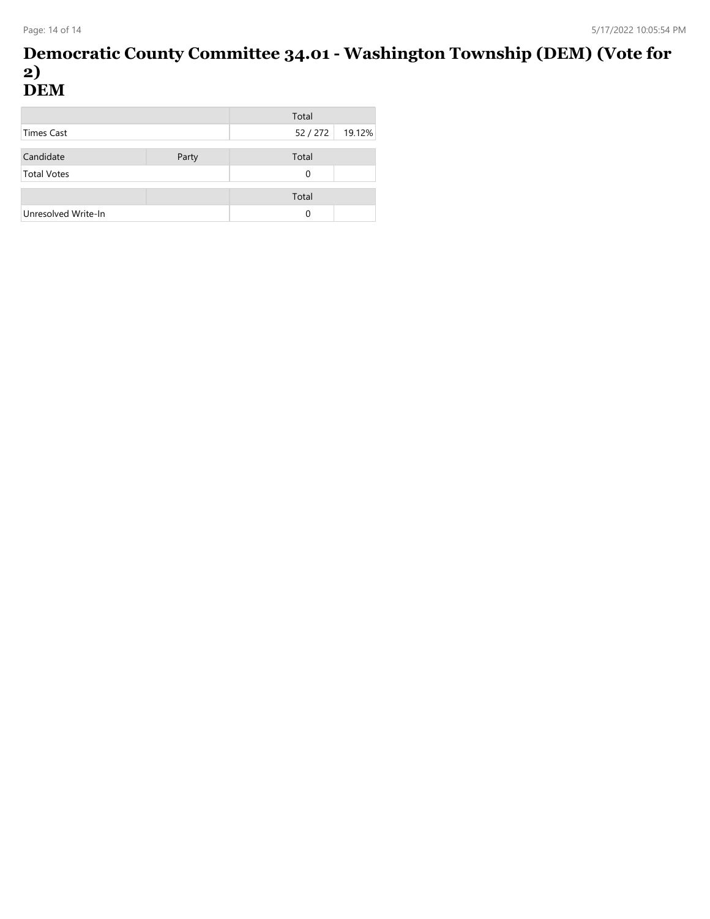# Democratic County Committee 34.01 - Washington Township (DEM) (Vote for 2)
# DEM

| | | Total | |
|---|---|---|---|
| Times Cast | | 52 / 272 | 19.12% |

| Candidate | Party | Total | |
|---|---|---|---|
| Total Votes | | 0 | |

| | | Total | |
|---|---|---|---|
| Unresolved Write-In | | 0 | |